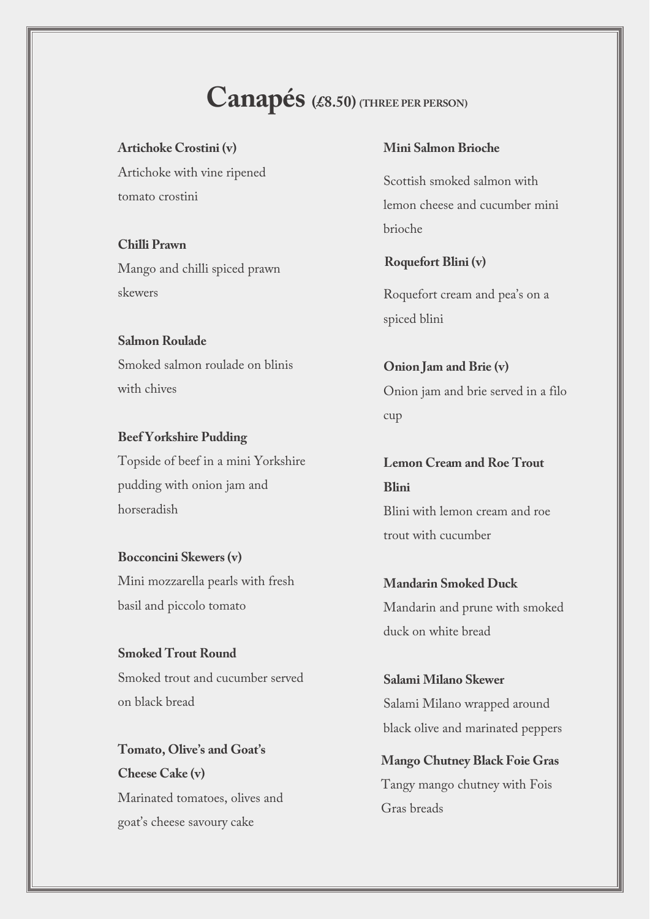# Canapés (£8.50) (THREE PER PERSON)

**Artichoke Crostini (v)**
Artichoke with vine ripened tomato crostini

**Chilli Prawn**
Mango and chilli spiced prawn skewers

**Salmon Roulade**
Smoked salmon roulade on blinis with chives

**Beef Yorkshire Pudding**
Topside of beef in a mini Yorkshire pudding with onion jam and horseradish

**Bocconcini Skewers (v)**
Mini mozzarella pearls with fresh basil and piccolo tomato

**Smoked Trout Round**
Smoked trout and cucumber served on black bread

**Tomato, Olive's and Goat's Cheese Cake (v)**
Marinated tomatoes, olives and goat's cheese savoury cake

**Mini Salmon Brioche**
Scottish smoked salmon with lemon cheese and cucumber mini brioche

**Roquefort Blini (v)**
Roquefort cream and pea's on a spiced blini

**Onion Jam and Brie (v)**
Onion jam and brie served in a filo cup

**Lemon Cream and Roe Trout Blini**
Blini with lemon cream and roe trout with cucumber

**Mandarin Smoked Duck**
Mandarin and prune with smoked duck on white bread

**Salami Milano Skewer**
Salami Milano wrapped around black olive and marinated peppers

**Mango Chutney Black Foie Gras**
Tangy mango chutney with Fois Gras breads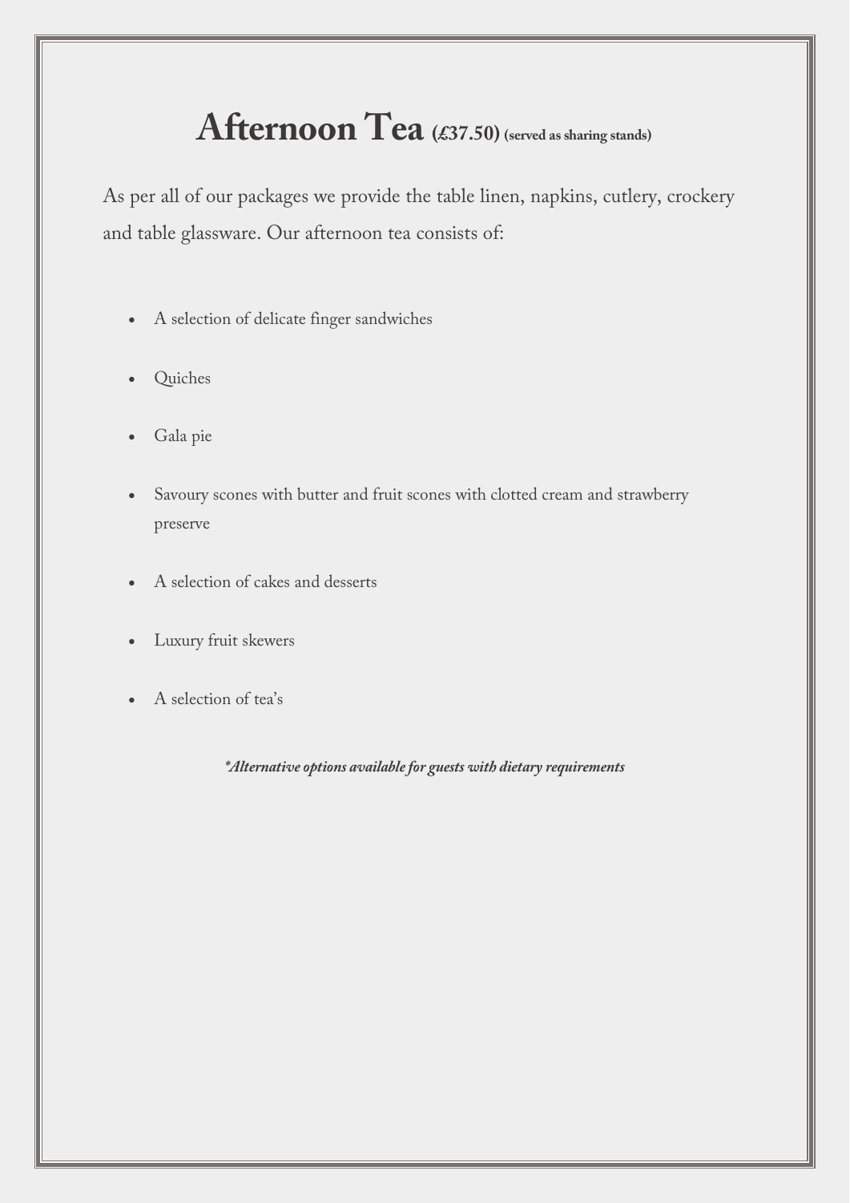# Afternoon Tea (£37.50) (served as sharing stands)

As per all of our packages we provide the table linen, napkins, cutlery, crockery and table glassware. Our afternoon tea consists of:

- A selection of delicate finger sandwiches
- Quiches
- Gala pie
- Savoury scones with butter and fruit scones with clotted cream and strawberry preserve
- A selection of cakes and desserts
- Luxury fruit skewers
- A selection of tea's

***Alternative options available for guests with dietary requirements***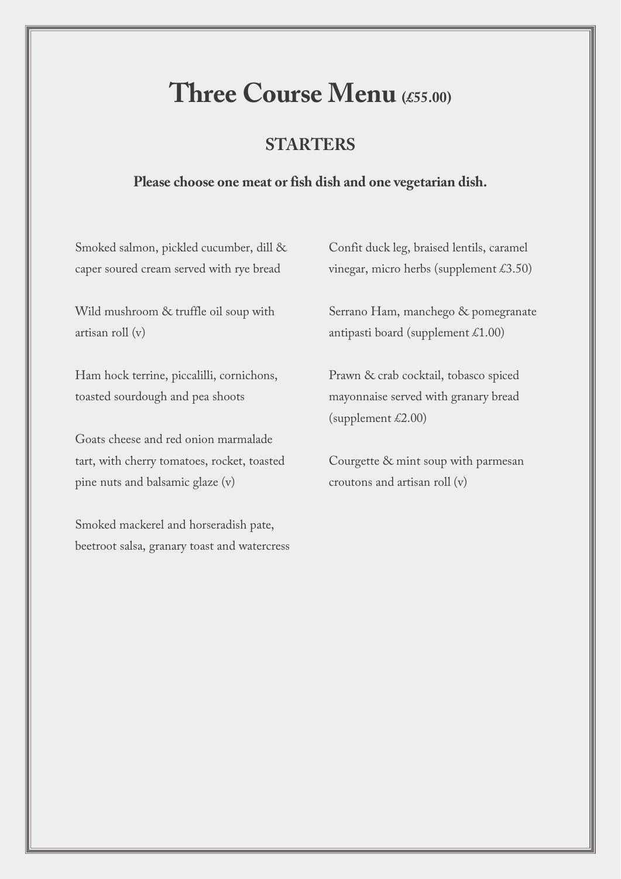# Three Course Menu (£55.00)

## STARTERS

**Please choose one meat or fish dish and one vegetarian dish.**

Smoked salmon, pickled cucumber, dill & caper soured cream served with rye bread

Wild mushroom & truffle oil soup with artisan roll (v)

Ham hock terrine, piccalilli, cornichons, toasted sourdough and pea shoots

Goats cheese and red onion marmalade tart, with cherry tomatoes, rocket, toasted pine nuts and balsamic glaze (v)

Smoked mackerel and horseradish pate, beetroot salsa, granary toast and watercress

Confit duck leg, braised lentils, caramel vinegar, micro herbs (supplement £3.50)

Serrano Ham, manchego & pomegranate antipasti board (supplement £1.00)

Prawn & crab cocktail, tobasco spiced mayonnaise served with granary bread (supplement £2.00)

Courgette & mint soup with parmesan croutons and artisan roll (v)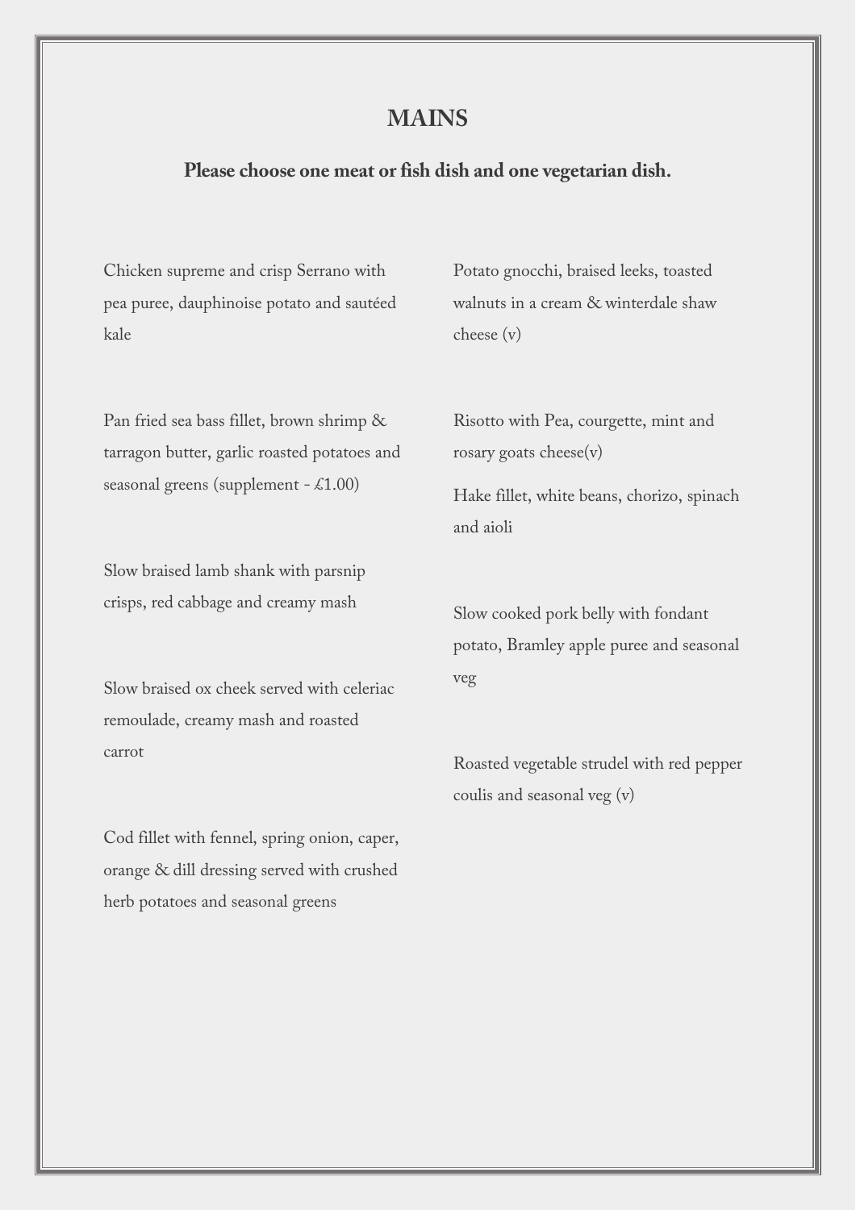# MAINS

**Please choose one meat or fish dish and one vegetarian dish.**

Chicken supreme and crisp Serrano with pea puree, dauphinoise potato and sautéed kale

Pan fried sea bass fillet, brown shrimp & tarragon butter, garlic roasted potatoes and seasonal greens (supplement - £1.00)

Slow braised lamb shank with parsnip crisps, red cabbage and creamy mash

Slow braised ox cheek served with celeriac remoulade, creamy mash and roasted carrot

Cod fillet with fennel, spring onion, caper, orange & dill dressing served with crushed herb potatoes and seasonal greens

Potato gnocchi, braised leeks, toasted walnuts in a cream & winterdale shaw cheese (v)

Risotto with Pea, courgette, mint and rosary goats cheese(v)

Hake fillet, white beans, chorizo, spinach and aioli

Slow cooked pork belly with fondant potato, Bramley apple puree and seasonal veg

Roasted vegetable strudel with red pepper coulis and seasonal veg (v)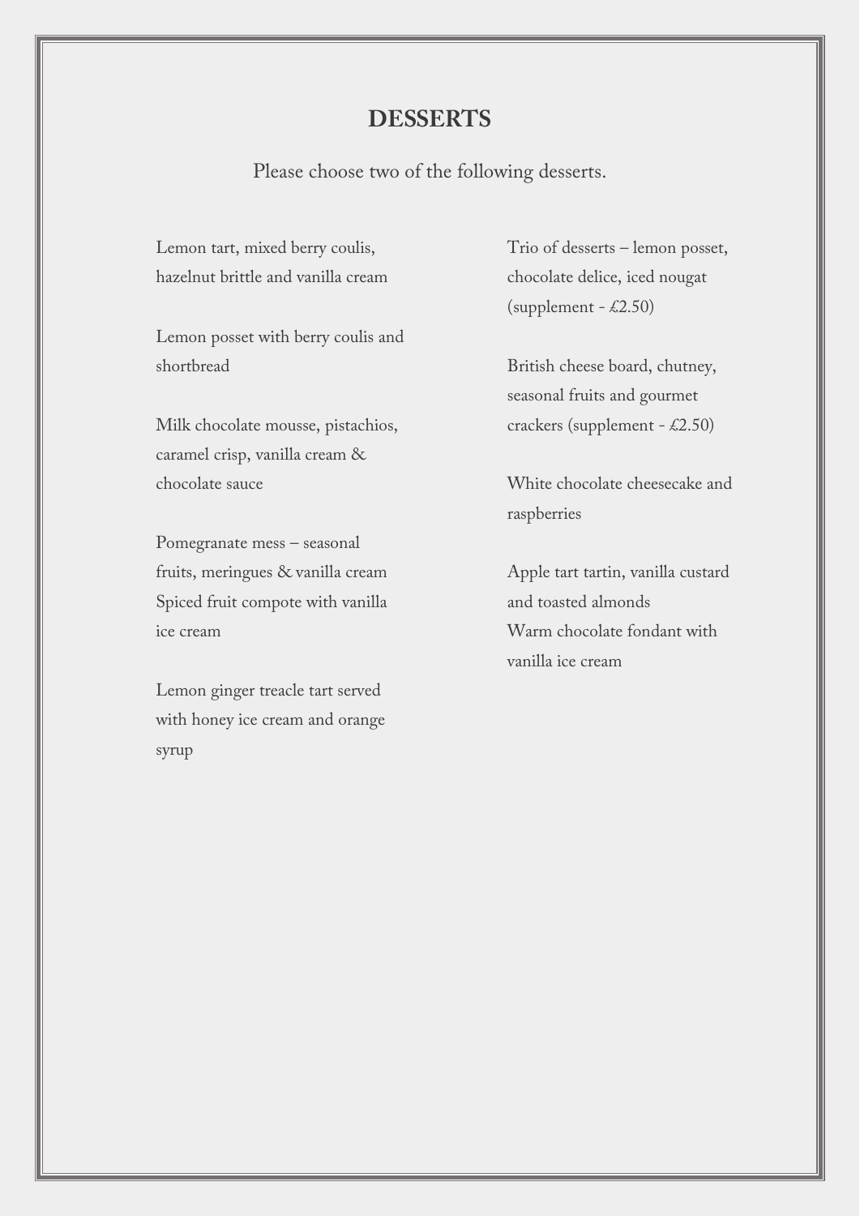# DESSERTS

Please choose two of the following desserts.

Lemon tart, mixed berry coulis, hazelnut brittle and vanilla cream

Lemon posset with berry coulis and shortbread

Milk chocolate mousse, pistachios, caramel crisp, vanilla cream & chocolate sauce

Pomegranate mess – seasonal fruits, meringues & vanilla cream

Spiced fruit compote with vanilla ice cream

Lemon ginger treacle tart served with honey ice cream and orange syrup

Trio of desserts – lemon posset, chocolate delice, iced nougat (supplement - £2.50)

British cheese board, chutney, seasonal fruits and gourmet crackers (supplement - £2.50)

White chocolate cheesecake and raspberries

Apple tart tartin, vanilla custard and toasted almonds

Warm chocolate fondant with vanilla ice cream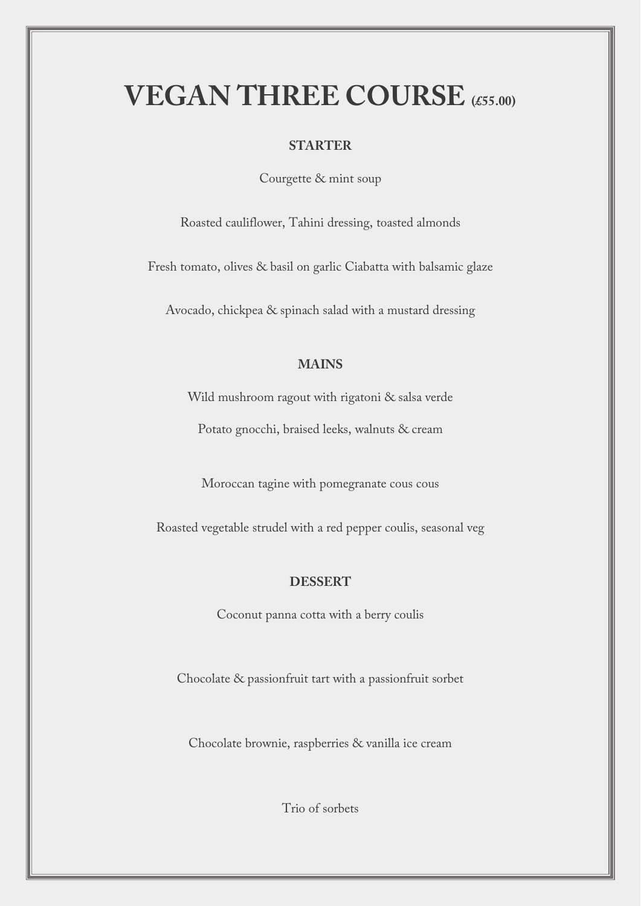# VEGAN THREE COURSE (£55.00)

## STARTER

Courgette & mint soup

Roasted cauliflower, Tahini dressing, toasted almonds

Fresh tomato, olives & basil on garlic Ciabatta with balsamic glaze

Avocado, chickpea & spinach salad with a mustard dressing

## MAINS

Wild mushroom ragout with rigatoni & salsa verde

Potato gnocchi, braised leeks, walnuts & cream

Moroccan tagine with pomegranate cous cous

Roasted vegetable strudel with a red pepper coulis, seasonal veg

## DESSERT

Coconut panna cotta with a berry coulis

Chocolate & passionfruit tart with a passionfruit sorbet

Chocolate brownie, raspberries & vanilla ice cream

Trio of sorbets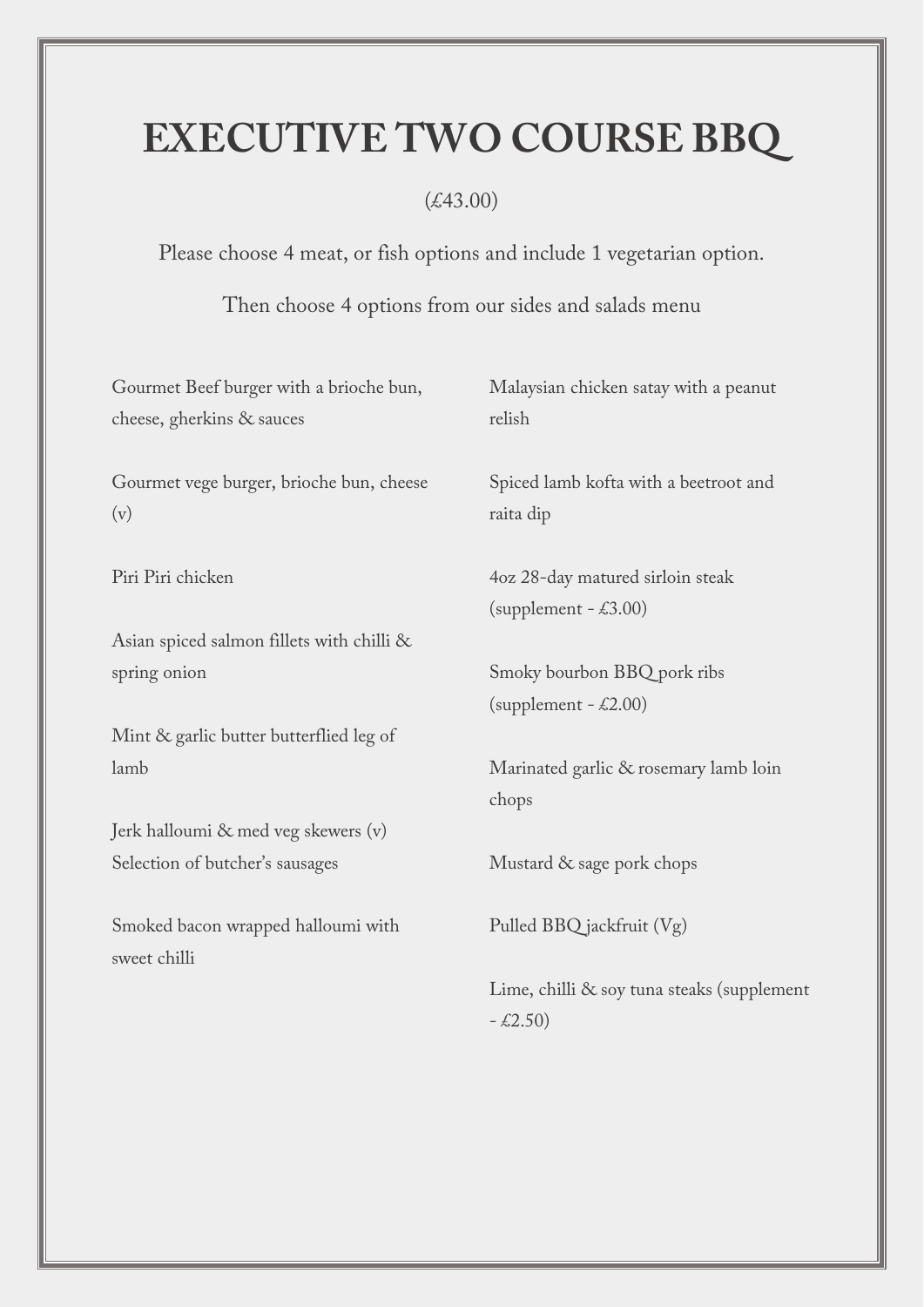# EXECUTIVE TWO COURSE BBQ

(£43.00)

Please choose 4 meat, or fish options and include 1 vegetarian option.

Then choose 4 options from our sides and salads menu

Gourmet Beef burger with a brioche bun, cheese, gherkins & sauces

Gourmet vege burger, brioche bun, cheese (v)

Piri Piri chicken

Asian spiced salmon fillets with chilli & spring onion

Mint & garlic butter butterflied leg of lamb

Jerk halloumi & med veg skewers (v)

Selection of butcher's sausages

Smoked bacon wrapped halloumi with sweet chilli

Malaysian chicken satay with a peanut relish

Spiced lamb kofta with a beetroot and raita dip

4oz 28-day matured sirloin steak (supplement - £3.00)

Smoky bourbon BBQ pork ribs (supplement - £2.00)

Marinated garlic & rosemary lamb loin chops

Mustard & sage pork chops

Pulled BBQ jackfruit (Vg)

Lime, chilli & soy tuna steaks (supplement - £2.50)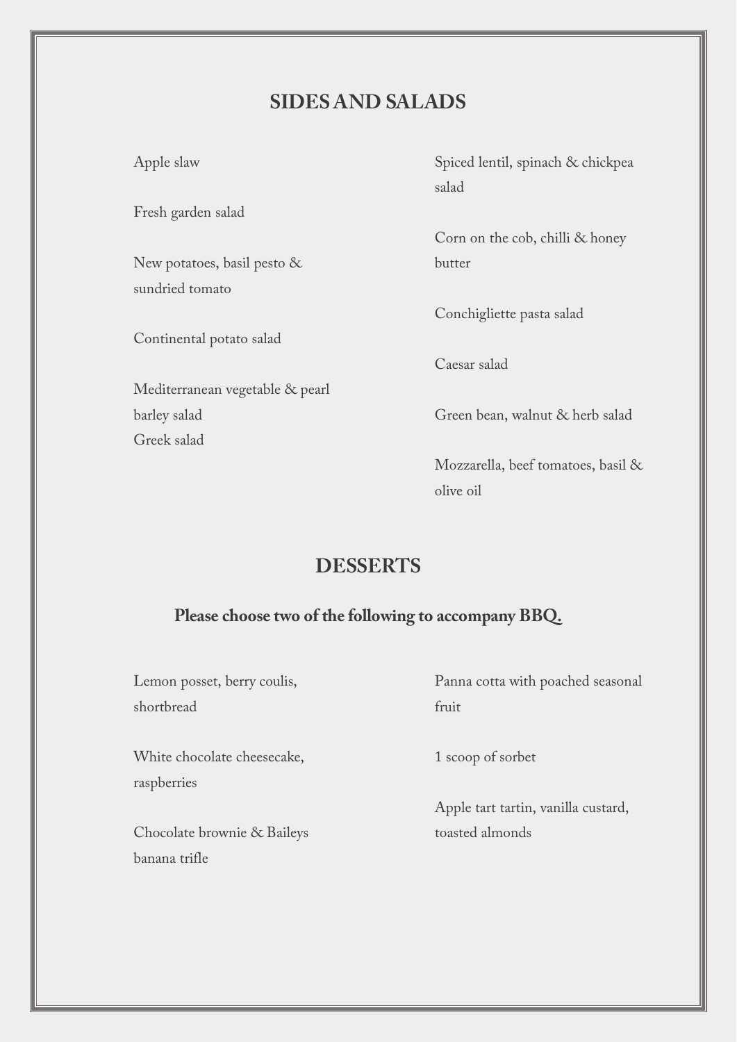## SIDES AND SALADS

Apple slaw

Fresh garden salad

New potatoes, basil pesto & sundried tomato

Continental potato salad

Mediterranean vegetable & pearl barley salad

Greek salad

Spiced lentil, spinach & chickpea salad

Corn on the cob, chilli & honey butter

Conchigliette pasta salad

Caesar salad

Green bean, walnut & herb salad

Mozzarella, beef tomatoes, basil & olive oil

## DESSERTS

**Please choose two of the following to accompany BBQ.**

Lemon posset, berry coulis, shortbread

White chocolate cheesecake, raspberries

Chocolate brownie & Baileys banana trifle

Panna cotta with poached seasonal fruit

1 scoop of sorbet

Apple tart tartin, vanilla custard, toasted almonds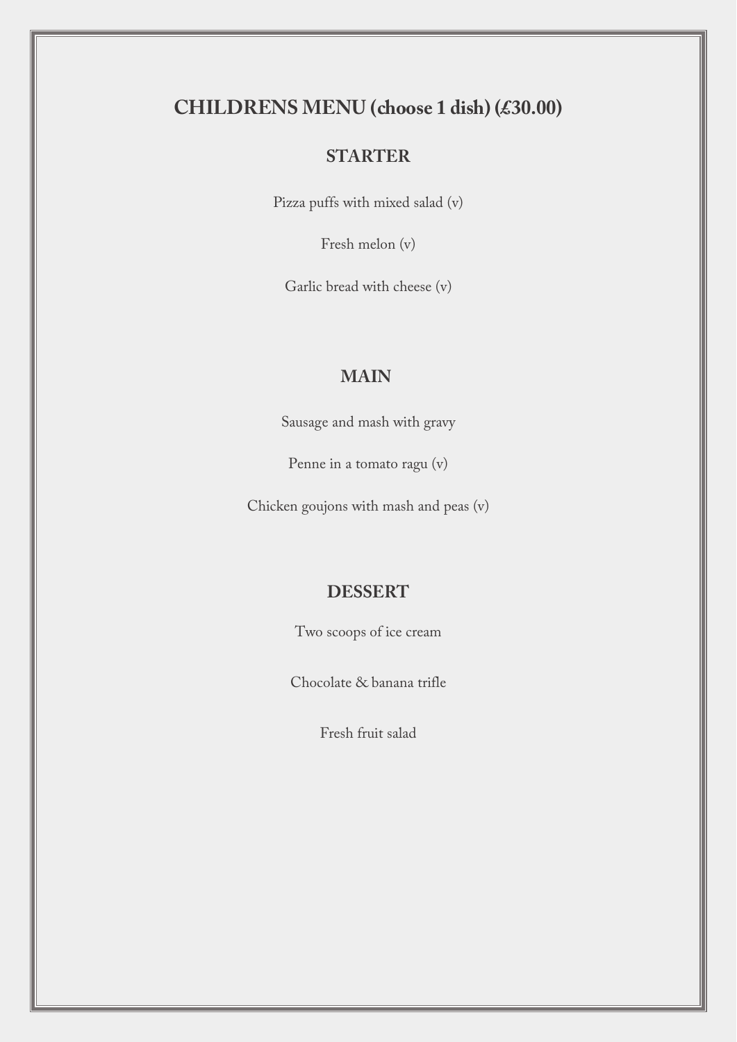# CHILDRENS MENU (choose 1 dish) (£30.00)

## STARTER

Pizza puffs with mixed salad (v)

Fresh melon (v)

Garlic bread with cheese (v)

## MAIN

Sausage and mash with gravy

Penne in a tomato ragu (v)

Chicken goujons with mash and peas (v)

## DESSERT

Two scoops of ice cream

Chocolate & banana trifle

Fresh fruit salad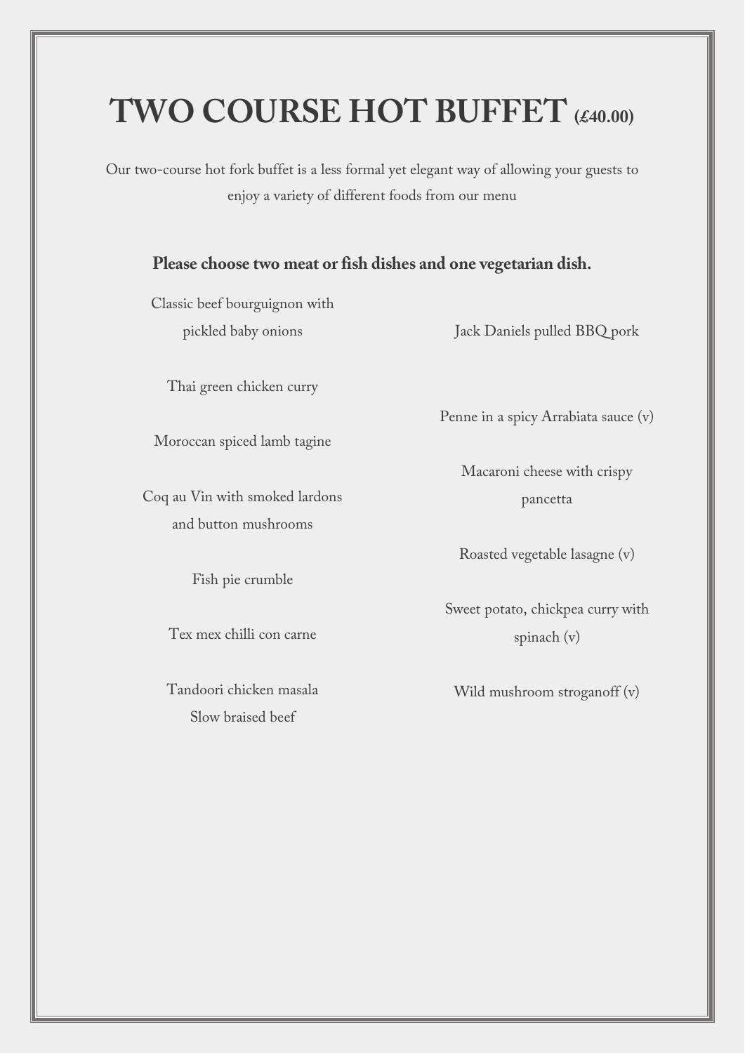# TWO COURSE HOT BUFFET (£40.00)

Our two-course hot fork buffet is a less formal yet elegant way of allowing your guests to enjoy a variety of different foods from our menu

**Please choose two meat or fish dishes and one vegetarian dish.**

Classic beef bourguignon with pickled baby onions

Thai green chicken curry

Moroccan spiced lamb tagine

Coq au Vin with smoked lardons and button mushrooms

Fish pie crumble

Tex mex chilli con carne

Tandoori chicken masala

Slow braised beef

Jack Daniels pulled BBQ pork

Penne in a spicy Arrabiata sauce (v)

Macaroni cheese with crispy pancetta

Roasted vegetable lasagne (v)

Sweet potato, chickpea curry with spinach (v)

Wild mushroom stroganoff (v)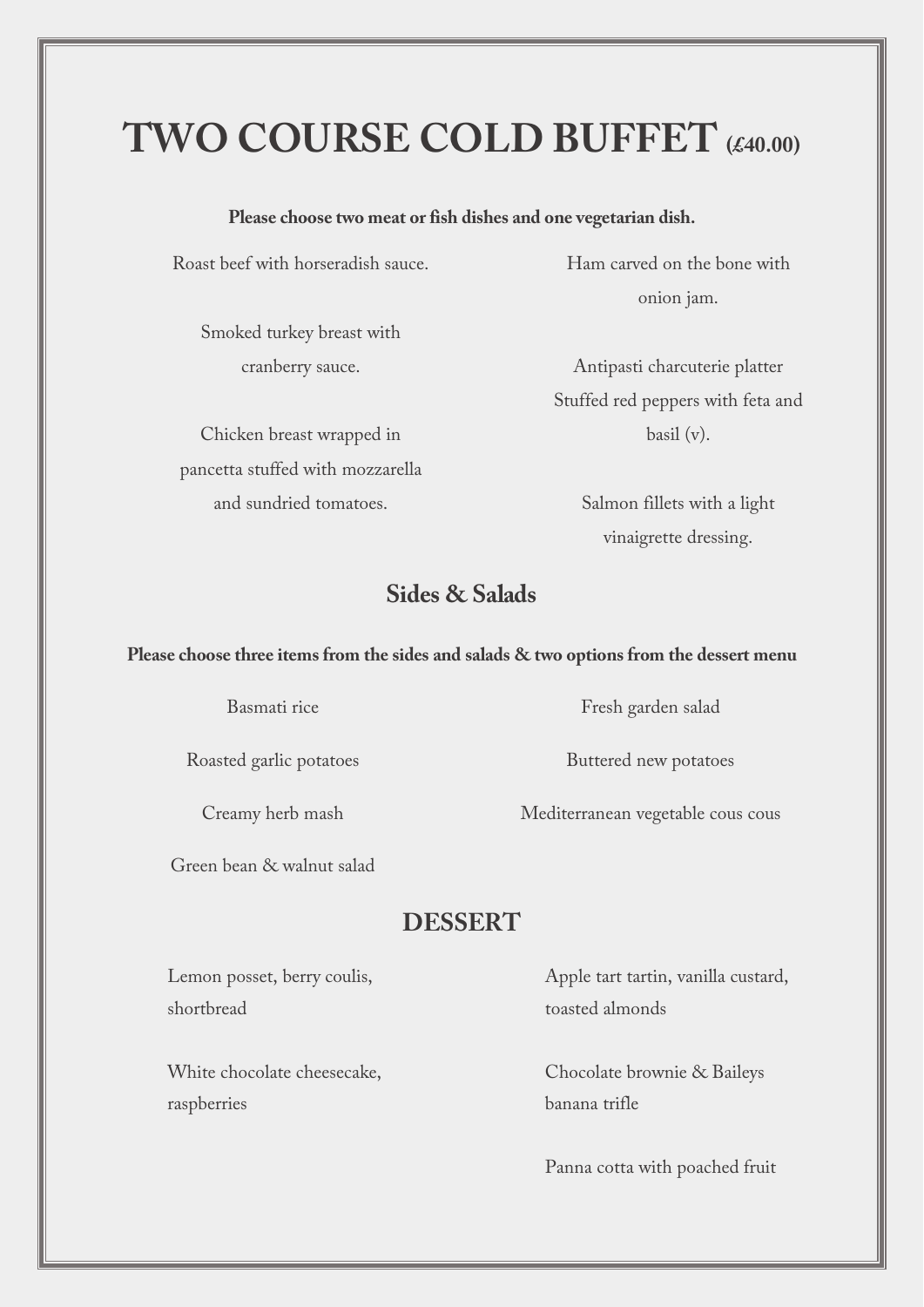# TWO COURSE COLD BUFFET (£40.00)

**Please choose two meat or fish dishes and one vegetarian dish.**

Roast beef with horseradish sauce.

Smoked turkey breast with cranberry sauce.

Chicken breast wrapped in pancetta stuffed with mozzarella and sundried tomatoes.

Ham carved on the bone with onion jam.

Antipasti charcuterie platter

Stuffed red peppers with feta and basil (v).

Salmon fillets with a light vinaigrette dressing.

## Sides & Salads

**Please choose three items from the sides and salads & two options from the dessert menu**

Basmati rice

Roasted garlic potatoes

Creamy herb mash

Green bean & walnut salad

Fresh garden salad

Buttered new potatoes

Mediterranean vegetable cous cous

## DESSERT

Lemon posset, berry coulis, shortbread

White chocolate cheesecake, raspberries

Apple tart tartin, vanilla custard, toasted almonds

Chocolate brownie & Baileys banana trifle

Panna cotta with poached fruit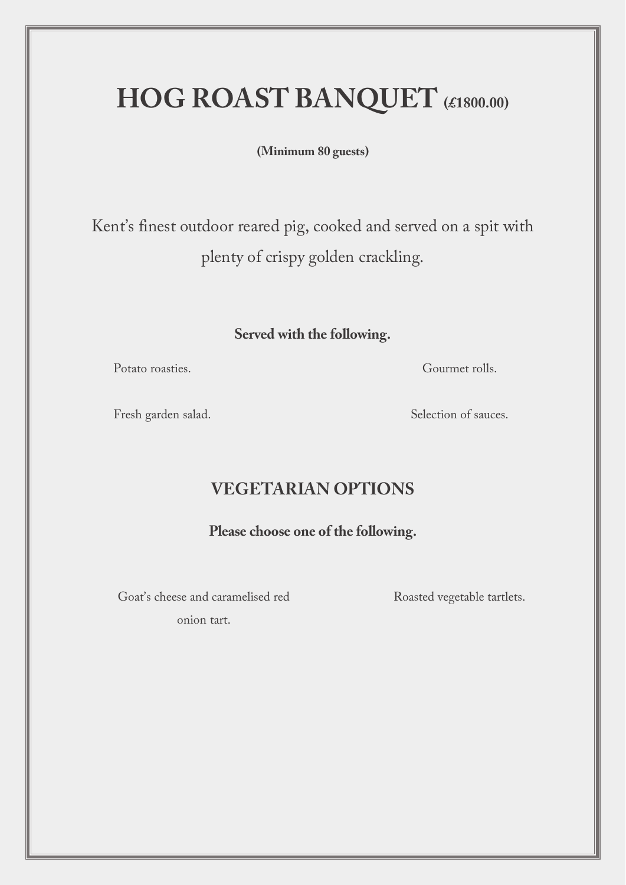# HOG ROAST BANQUET (£1800.00)

**(Minimum 80 guests)**

Kent's finest outdoor reared pig, cooked and served on a spit with plenty of crispy golden crackling.

**Served with the following.**

Potato roasties.

Gourmet rolls.

Fresh garden salad.

Selection of sauces.

## VEGETARIAN OPTIONS

**Please choose one of the following.**

Goat's cheese and caramelised red onion tart.

Roasted vegetable tartlets.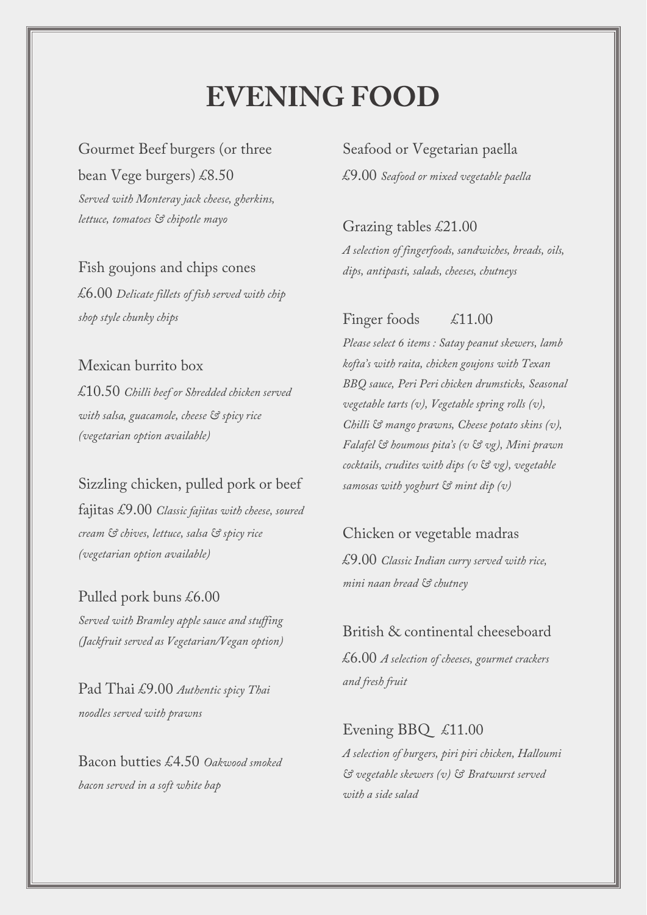# EVENING FOOD

Gourmet Beef burgers (or three bean Vege burgers) £8.50
*Served with Monteray jack cheese, gherkins, lettuce, tomatoes & chipotle mayo*

Fish goujons and chips cones
£6.00 *Delicate fillets of fish served with chip shop style chunky chips*

Mexican burrito box
£10.50 *Chilli beef or Shredded chicken served with salsa, guacamole, cheese & spicy rice (vegetarian option available)*

Sizzling chicken, pulled pork or beef fajitas £9.00 *Classic fajitas with cheese, soured cream & chives, lettuce, salsa & spicy rice (vegetarian option available)*

Pulled pork buns £6.00
*Served with Bramley apple sauce and stuffing (Jackfruit served as Vegetarian/Vegan option)*

Pad Thai £9.00 *Authentic spicy Thai noodles served with prawns*

Bacon butties £4.50 *Oakwood smoked bacon served in a soft white bap*

Seafood or Vegetarian paella
£9.00 *Seafood or mixed vegetable paella*

Grazing tables £21.00
*A selection of fingerfoods, sandwiches, breads, oils, dips, antipasti, salads, cheeses, chutneys*

Finger foods £11.00
*Please select 6 items : Satay peanut skewers, lamb kofta's with raita, chicken goujons with Texan BBQ sauce, Peri Peri chicken drumsticks, Seasonal vegetable tarts (v), Vegetable spring rolls (v), Chilli & mango prawns, Cheese potato skins (v), Falafel & houmous pita's (v & vg), Mini prawn cocktails, crudites with dips (v & vg), vegetable samosas with yoghurt & mint dip (v)*

Chicken or vegetable madras
£9.00 *Classic Indian curry served with rice, mini naan bread & chutney*

British & continental cheeseboard
£6.00 *A selection of cheeses, gourmet crackers and fresh fruit*

Evening BBQ £11.00
*A selection of burgers, piri piri chicken, Halloumi & vegetable skewers (v) & Bratwurst served with a side salad*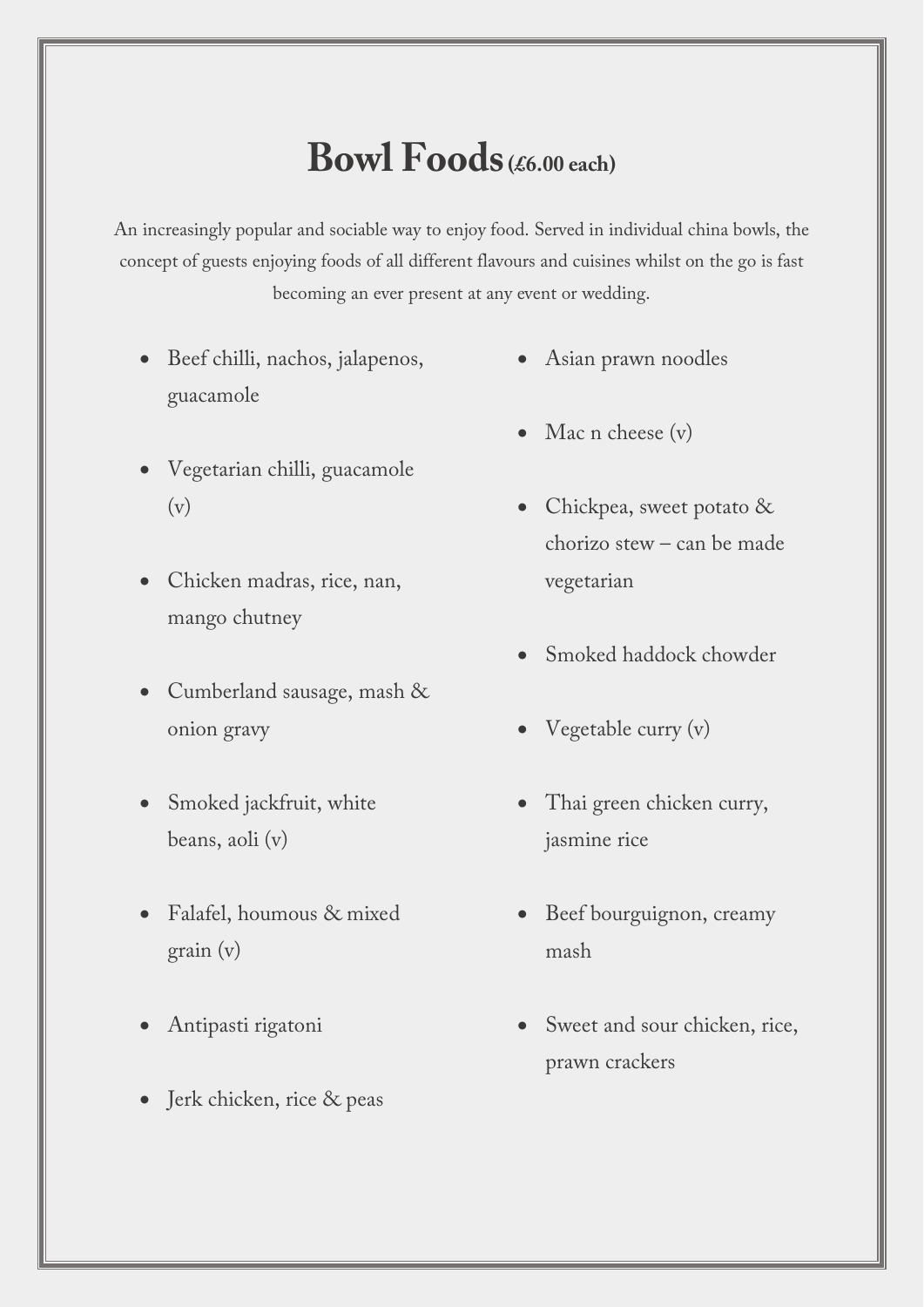# Bowl Foods (£6.00 each)

An increasingly popular and sociable way to enjoy food. Served in individual china bowls, the concept of guests enjoying foods of all different flavours and cuisines whilst on the go is fast becoming an ever present at any event or wedding.

- Beef chilli, nachos, jalapenos, guacamole
- Vegetarian chilli, guacamole (v)
- Chicken madras, rice, nan, mango chutney
- Cumberland sausage, mash & onion gravy
- Smoked jackfruit, white beans, aoli (v)
- Falafel, houmous & mixed grain (v)
- Antipasti rigatoni
- Jerk chicken, rice & peas
- Asian prawn noodles
- Mac n cheese (v)
- Chickpea, sweet potato & chorizo stew – can be made vegetarian
- Smoked haddock chowder
- Vegetable curry (v)
- Thai green chicken curry, jasmine rice
- Beef bourguignon, creamy mash
- Sweet and sour chicken, rice, prawn crackers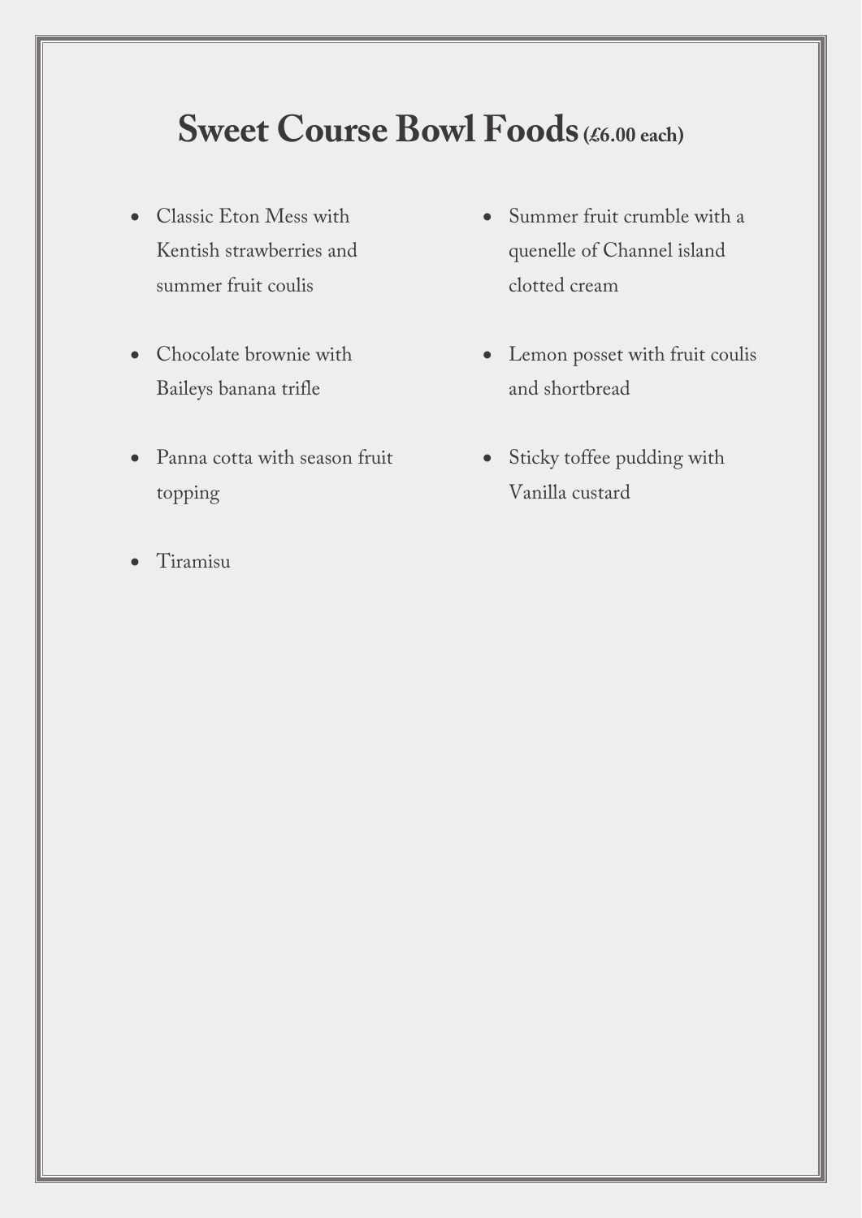# Sweet Course Bowl Foods (£6.00 each)

- Classic Eton Mess with Kentish strawberries and summer fruit coulis
- Chocolate brownie with Baileys banana trifle
- Panna cotta with season fruit topping
- Tiramisu
- Summer fruit crumble with a quenelle of Channel island clotted cream
- Lemon posset with fruit coulis and shortbread
- Sticky toffee pudding with Vanilla custard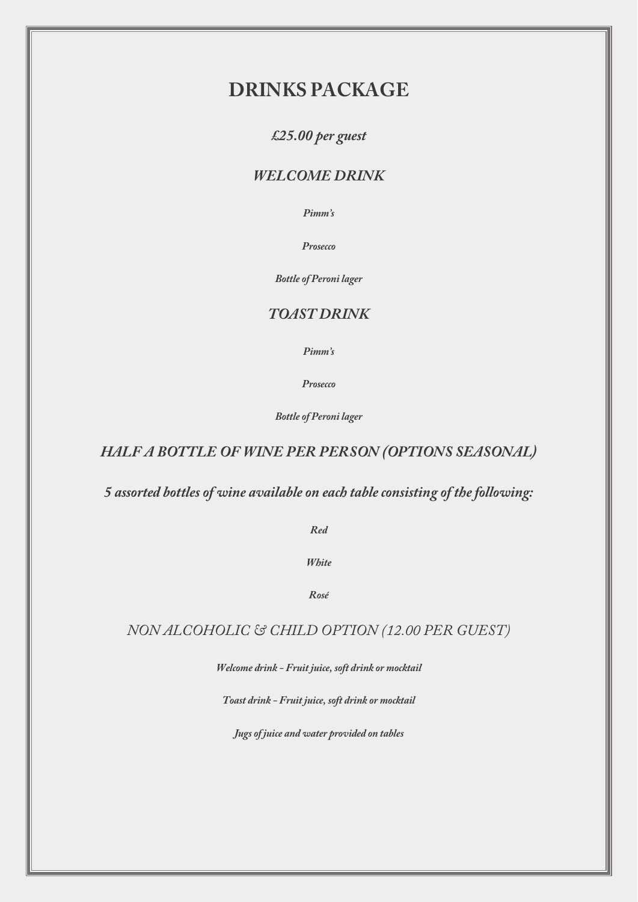# DRINKS PACKAGE

*£25.00 per guest*

## *WELCOME DRINK*

*Pimm's*

*Prosecco*

*Bottle of Peroni lager*

## *TOAST DRINK*

*Pimm's*

*Prosecco*

*Bottle of Peroni lager*

## *HALF A BOTTLE OF WINE PER PERSON (OPTIONS SEASONAL)*

*5 assorted bottles of wine available on each table consisting of the following:*

*Red*

*White*

*Rosé*

## *NON ALCOHOLIC & CHILD OPTION (12.00 PER GUEST)*

*Welcome drink - Fruit juice, soft drink or mocktail*

*Toast drink - Fruit juice, soft drink or mocktail*

*Jugs of juice and water provided on tables*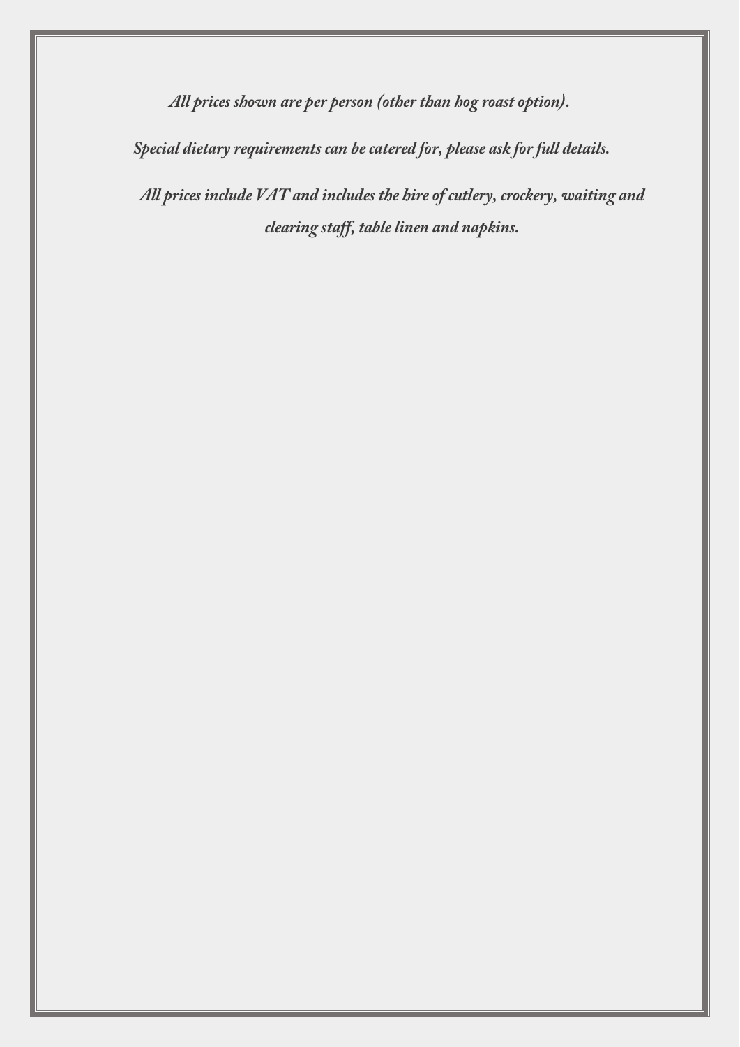*All prices shown are per person (other than hog roast option).*

*Special dietary requirements can be catered for, please ask for full details.*

*All prices include VAT and includes the hire of cutlery, crockery, waiting and clearing staff, table linen and napkins.*